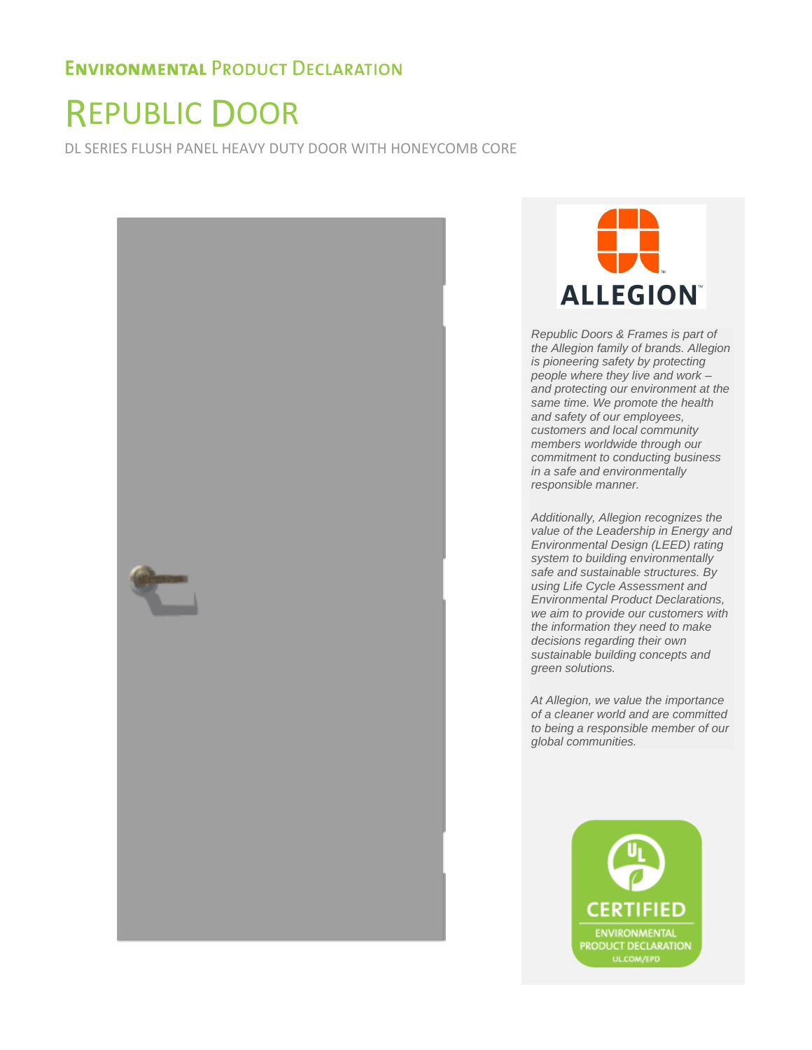**Environmental Product Declaration**

# Republic Door

DL SERIES FLUSH PANEL HEAVY DUTY DOOR WITH HONEYCOMB CORE

ALLEGION

*Republic Doors & Frames is part of the Allegion family of brands. Allegion is pioneering safety by protecting people where they live and work – and protecting our environment at the same time. We promote the health and safety of our employees, customers and local community members worldwide through our commitment to conducting business in a safe and environmentally responsible manner.*

*Additionally, Allegion recognizes the value of the Leadership in Energy and Environmental Design (LEED) rating system to building environmentally safe and sustainable structures. By using Life Cycle Assessment and Environmental Product Declarations, we aim to provide our customers with the information they need to make decisions regarding their own sustainable building concepts and green solutions.*

*At Allegion, we value the importance of a cleaner world and are committed to being a responsible member of our global communities.*

CERTIFIED ENVIRONMENTAL PRODUCT DECLARATION UL.COM/EPD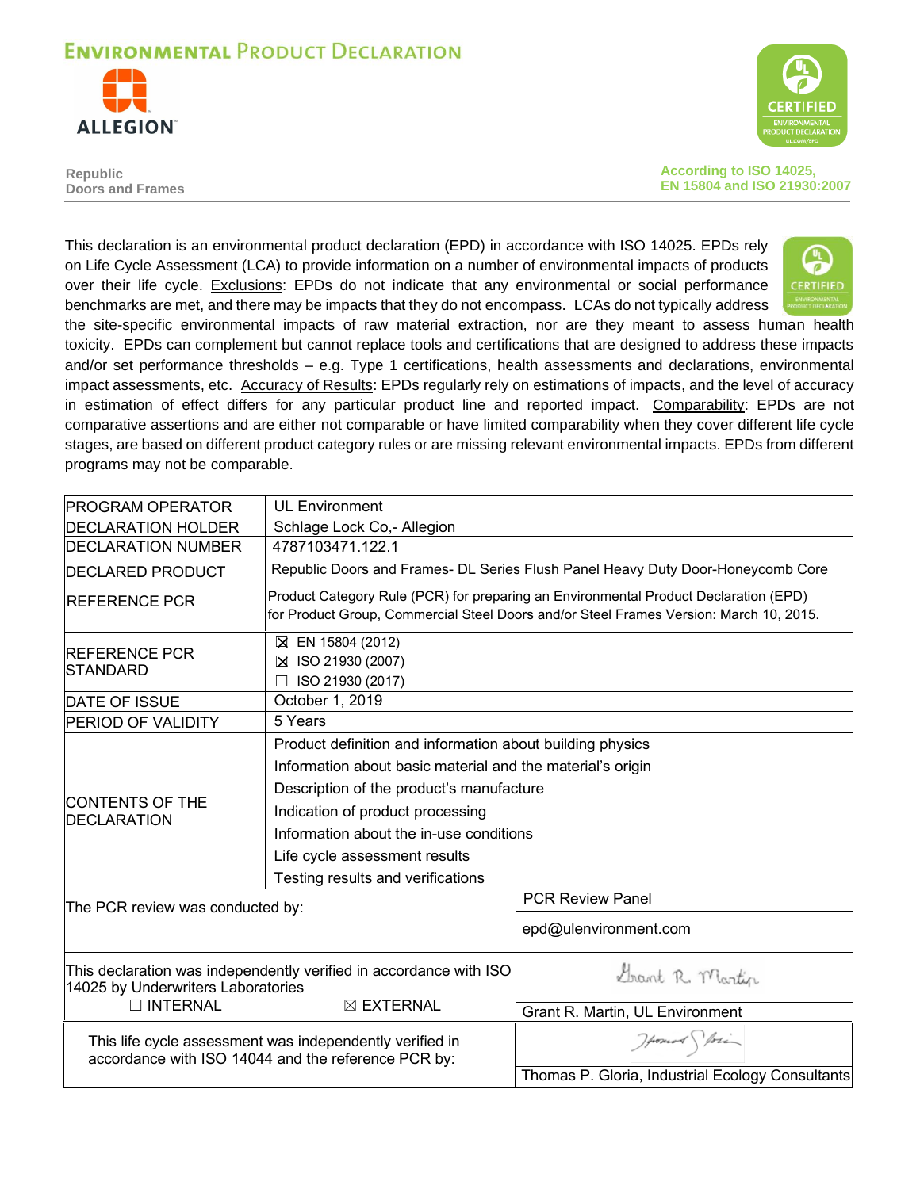# ENVIRONMENTAL PRODUCT DECLARATION

ALLEGION

Republic
Doors and Frames

According to ISO 14025,
EN 15804 and ISO 21930:2007

This declaration is an environmental product declaration (EPD) in accordance with ISO 14025. EPDs rely on Life Cycle Assessment (LCA) to provide information on a number of environmental impacts of products over their life cycle. Exclusions: EPDs do not indicate that any environmental or social performance benchmarks are met, and there may be impacts that they do not encompass. LCAs do not typically address the site-specific environmental impacts of raw material extraction, nor are they meant to assess human health toxicity. EPDs can complement but cannot replace tools and certifications that are designed to address these impacts and/or set performance thresholds – e.g. Type 1 certifications, health assessments and declarations, environmental impact assessments, etc. Accuracy of Results: EPDs regularly rely on estimations of impacts, and the level of accuracy in estimation of effect differs for any particular product line and reported impact. Comparability: EPDs are not comparative assertions and are either not comparable or have limited comparability when they cover different life cycle stages, are based on different product category rules or are missing relevant environmental impacts. EPDs from different programs may not be comparable.

| | |
|---|---|
| PROGRAM OPERATOR | UL Environment |
| DECLARATION HOLDER | Schlage Lock Co,- Allegion |
| DECLARATION NUMBER | 4787103471.122.1 |
| DECLARED PRODUCT | Republic Doors and Frames- DL Series Flush Panel Heavy Duty Door-Honeycomb Core |
| REFERENCE PCR | Product Category Rule (PCR) for preparing an Environmental Product Declaration (EPD) for Product Group, Commercial Steel Doors and/or Steel Frames Version: March 10, 2015. |
| REFERENCE PCR STANDARD | ☒ EN 15804 (2012)<br>☒ ISO 21930 (2007)<br>☐ ISO 21930 (2017) |
| DATE OF ISSUE | October 1, 2019 |
| PERIOD OF VALIDITY | 5 Years |
| CONTENTS OF THE DECLARATION | Product definition and information about building physics<br>Information about basic material and the material's origin<br>Description of the product's manufacture<br>Indication of product processing<br>Information about the in-use conditions<br>Life cycle assessment results<br>Testing results and verifications |

| | |
|---|---|
| The PCR review was conducted by: | PCR Review Panel<br>epd@ulenvironment.com |
| This declaration was independently verified in accordance with ISO 14025 by Underwriters Laboratories<br>☐ INTERNAL ☒ EXTERNAL | Grant R. Martin, UL Environment |
| This life cycle assessment was independently verified in accordance with ISO 14044 and the reference PCR by: | Thomas P. Gloria, Industrial Ecology Consultants |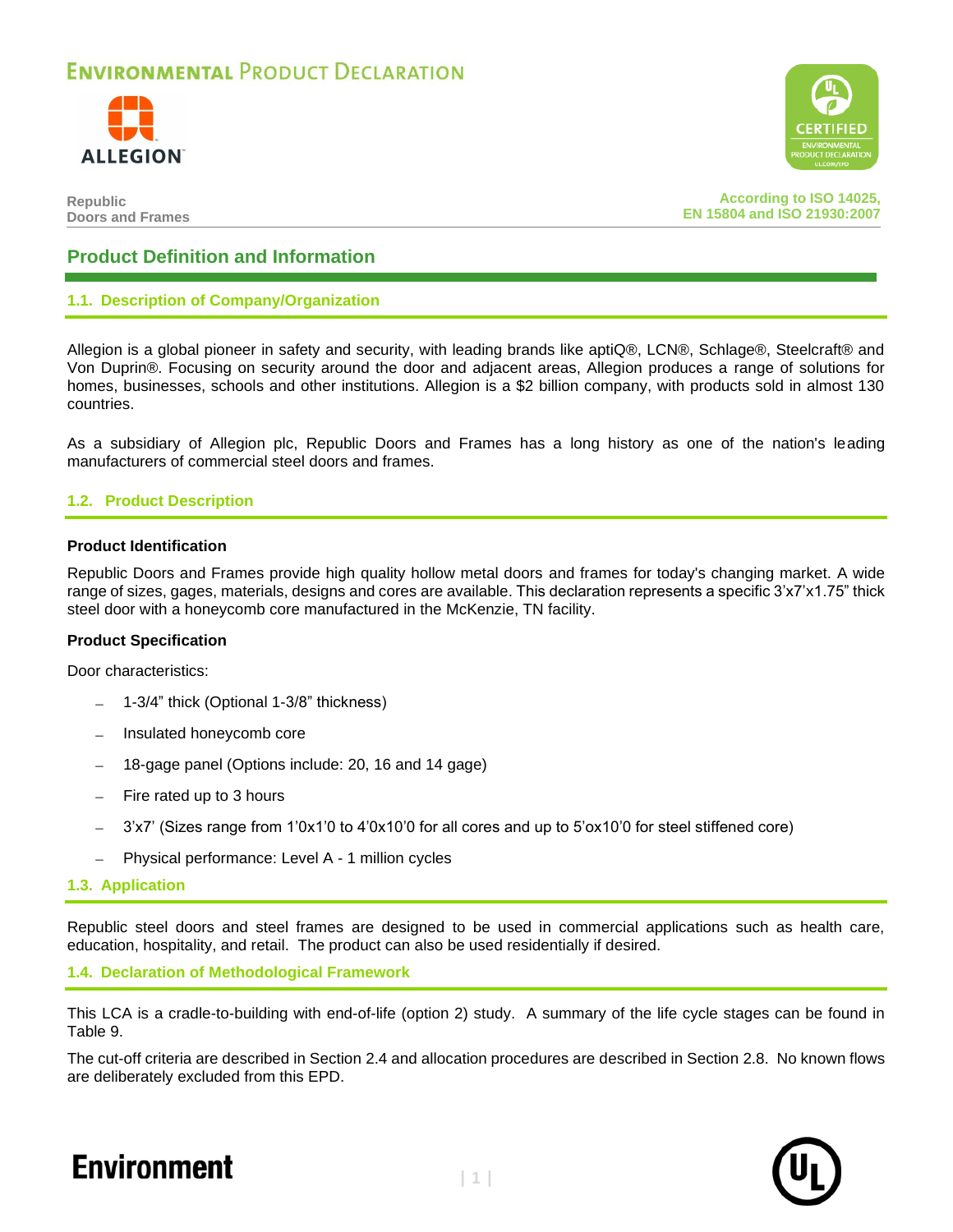## Product Definition and Information

### 1.1. Description of Company/Organization

Allegion is a global pioneer in safety and security, with leading brands like aptiQ®, LCN®, Schlage®, Steelcraft® and Von Duprin®. Focusing on security around the door and adjacent areas, Allegion produces a range of solutions for homes, businesses, schools and other institutions. Allegion is a $2 billion company, with products sold in almost 130 countries.

As a subsidiary of Allegion plc, Republic Doors and Frames has a long history as one of the nation's leading manufacturers of commercial steel doors and frames.

### 1.2. Product Description

**Product Identification**

Republic Doors and Frames provide high quality hollow metal doors and frames for today's changing market. A wide range of sizes, gages, materials, designs and cores are available. This declaration represents a specific 3'x7'x1.75" thick steel door with a honeycomb core manufactured in the McKenzie, TN facility.

**Product Specification**

Door characteristics:

- 1-3/4" thick (Optional 1-3/8" thickness)
- Insulated honeycomb core
- 18-gage panel (Options include: 20, 16 and 14 gage)
- Fire rated up to 3 hours
- 3'x7' (Sizes range from 1'0x1'0 to 4'0x10'0 for all cores and up to 5'ox10'0 for steel stiffened core)
- Physical performance: Level A - 1 million cycles

### 1.3. Application

Republic steel doors and steel frames are designed to be used in commercial applications such as health care, education, hospitality, and retail. The product can also be used residentially if desired.

### 1.4. Declaration of Methodological Framework

This LCA is a cradle-to-building with end-of-life (option 2) study. A summary of the life cycle stages can be found in Table 9.

The cut-off criteria are described in Section 2.4 and allocation procedures are described in Section 2.8. No known flows are deliberately excluded from this EPD.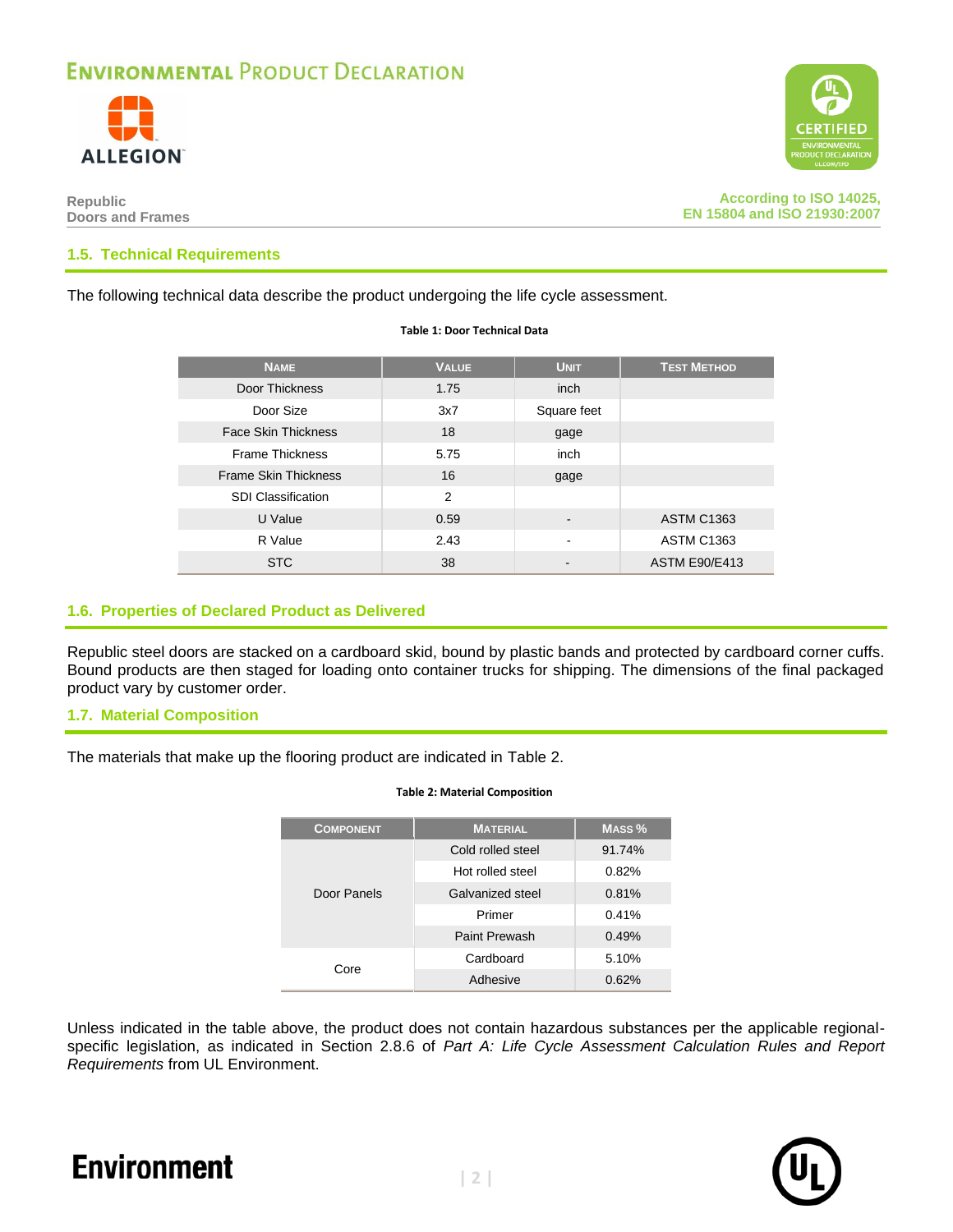## 1.5. Technical Requirements

The following technical data describe the product undergoing the life cycle assessment.

**Table 1: Door Technical Data**

| Name | Value | Unit | Test Method |
|---|---|---|---|
| Door Thickness | 1.75 | inch | |
| Door Size | 3x7 | Square feet | |
| Face Skin Thickness | 18 | gage | |
| Frame Thickness | 5.75 | inch | |
| Frame Skin Thickness | 16 | gage | |
| SDI Classification | 2 | | |
| U Value | 0.59 | - | ASTM C1363 |
| R Value | 2.43 | - | ASTM C1363 |
| STC | 38 | - | ASTM E90/E413 |

## 1.6. Properties of Declared Product as Delivered

Republic steel doors are stacked on a cardboard skid, bound by plastic bands and protected by cardboard corner cuffs. Bound products are then staged for loading onto container trucks for shipping. The dimensions of the final packaged product vary by customer order.

## 1.7. Material Composition

The materials that make up the flooring product are indicated in Table 2.

**Table 2: Material Composition**

| Component | Material | Mass % |
|---|---|---|
| Door Panels | Cold rolled steel | 91.74% |
| | Hot rolled steel | 0.82% |
| | Galvanized steel | 0.81% |
| | Primer | 0.41% |
| | Paint Prewash | 0.49% |
| Core | Cardboard | 5.10% |
| | Adhesive | 0.62% |

Unless indicated in the table above, the product does not contain hazardous substances per the applicable regional-specific legislation, as indicated in Section 2.8.6 of *Part A: Life Cycle Assessment Calculation Rules and Report Requirements* from UL Environment.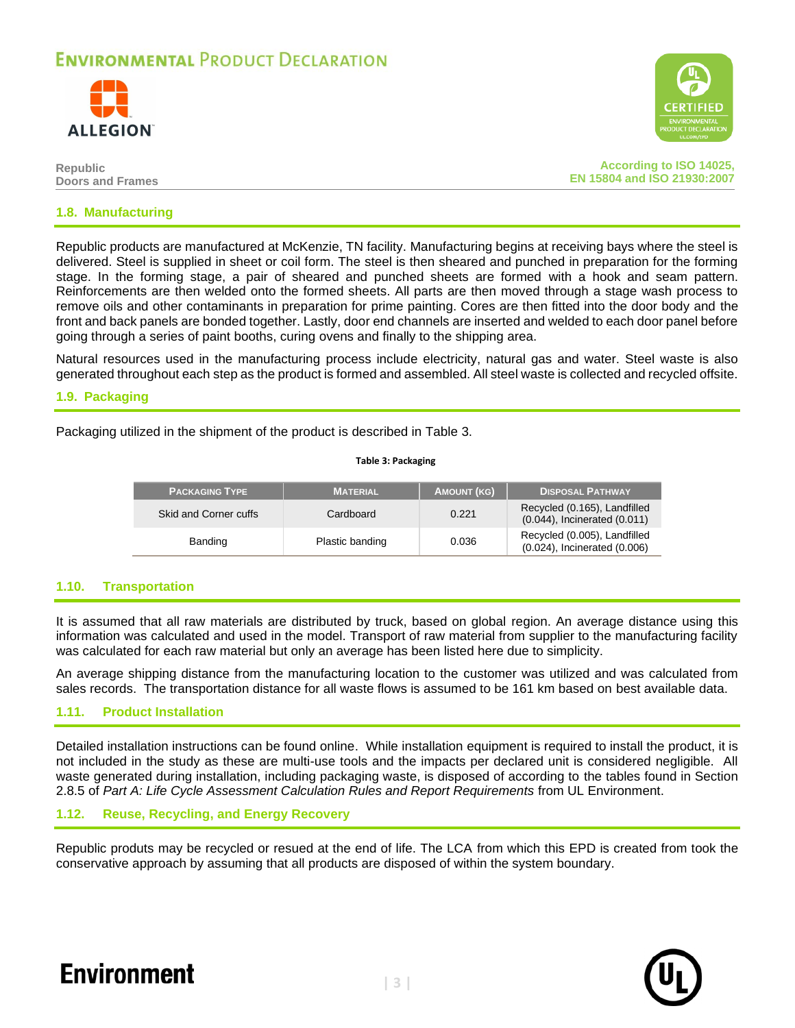## 1.8. Manufacturing

Republic products are manufactured at McKenzie, TN facility. Manufacturing begins at receiving bays where the steel is delivered. Steel is supplied in sheet or coil form. The steel is then sheared and punched in preparation for the forming stage. In the forming stage, a pair of sheared and punched sheets are formed with a hook and seam pattern. Reinforcements are then welded onto the formed sheets. All parts are then moved through a stage wash process to remove oils and other contaminants in preparation for prime painting. Cores are then fitted into the door body and the front and back panels are bonded together. Lastly, door end channels are inserted and welded to each door panel before going through a series of paint booths, curing ovens and finally to the shipping area.

Natural resources used in the manufacturing process include electricity, natural gas and water. Steel waste is also generated throughout each step as the product is formed and assembled. All steel waste is collected and recycled offsite.

## 1.9. Packaging

Packaging utilized in the shipment of the product is described in Table 3.

**Table 3: Packaging**

| Packaging Type | Material | Amount (kg) | Disposal Pathway |
|---|---|---|---|
| Skid and Corner cuffs | Cardboard | 0.221 | Recycled (0.165), Landfilled (0.044), Incinerated (0.011) |
| Banding | Plastic banding | 0.036 | Recycled (0.005), Landfilled (0.024), Incinerated (0.006) |

## 1.10. Transportation

It is assumed that all raw materials are distributed by truck, based on global region. An average distance using this information was calculated and used in the model. Transport of raw material from supplier to the manufacturing facility was calculated for each raw material but only an average has been listed here due to simplicity.

An average shipping distance from the manufacturing location to the customer was utilized and was calculated from sales records. The transportation distance for all waste flows is assumed to be 161 km based on best available data.

## 1.11. Product Installation

Detailed installation instructions can be found online. While installation equipment is required to install the product, it is not included in the study as these are multi-use tools and the impacts per declared unit is considered negligible. All waste generated during installation, including packaging waste, is disposed of according to the tables found in Section 2.8.5 of *Part A: Life Cycle Assessment Calculation Rules and Report Requirements* from UL Environment.

## 1.12. Reuse, Recycling, and Energy Recovery

Republic produts may be recycled or resued at the end of life. The LCA from which this EPD is created from took the conservative approach by assuming that all products are disposed of within the system boundary.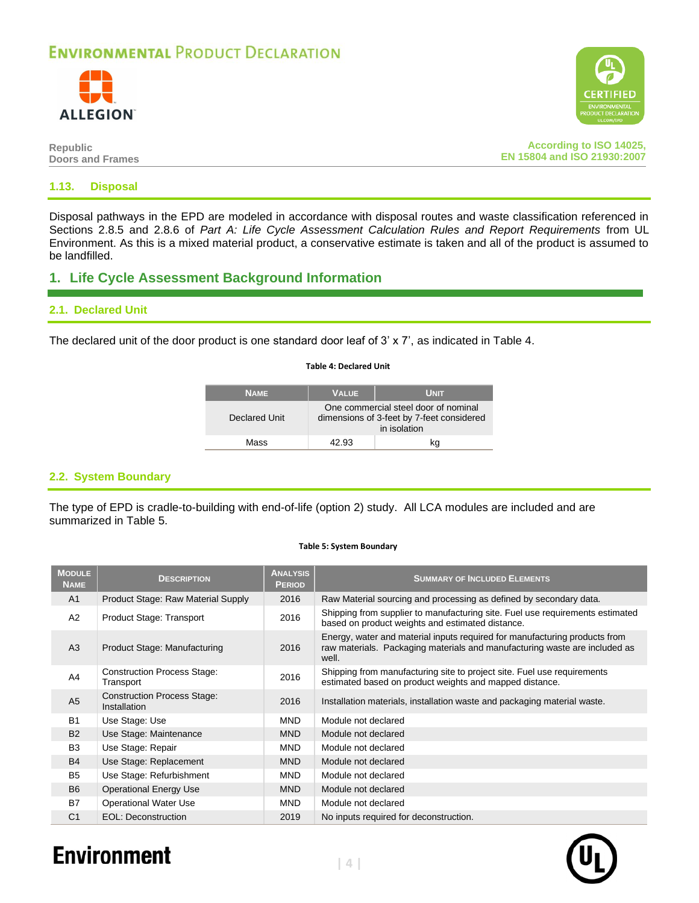### 1.13. Disposal

Disposal pathways in the EPD are modeled in accordance with disposal routes and waste classification referenced in Sections 2.8.5 and 2.8.6 of *Part A: Life Cycle Assessment Calculation Rules and Report Requirements* from UL Environment. As this is a mixed material product, a conservative estimate is taken and all of the product is assumed to be landfilled.

## 1. Life Cycle Assessment Background Information

### 2.1. Declared Unit

The declared unit of the door product is one standard door leaf of 3' x 7', as indicated in Table 4.

**Table 4: Declared Unit**

| Name | Value | Unit |
|---|---|---|
| Declared Unit | One commercial steel door of nominal dimensions of 3-feet by 7-feet considered in isolation | |
| Mass | 42.93 | kg |

### 2.2. System Boundary

The type of EPD is cradle-to-building with end-of-life (option 2) study. All LCA modules are included and are summarized in Table 5.

**Table 5: System Boundary**

| Module Name | Description | Analysis Period | Summary of Included Elements |
|---|---|---|---|
| A1 | Product Stage: Raw Material Supply | 2016 | Raw Material sourcing and processing as defined by secondary data. |
| A2 | Product Stage: Transport | 2016 | Shipping from supplier to manufacturing site. Fuel use requirements estimated based on product weights and estimated distance. |
| A3 | Product Stage: Manufacturing | 2016 | Energy, water and material inputs required for manufacturing products from raw materials. Packaging materials and manufacturing waste are included as well. |
| A4 | Construction Process Stage: Transport | 2016 | Shipping from manufacturing site to project site. Fuel use requirements estimated based on product weights and mapped distance. |
| A5 | Construction Process Stage: Installation | 2016 | Installation materials, installation waste and packaging material waste. |
| B1 | Use Stage: Use | MND | Module not declared |
| B2 | Use Stage: Maintenance | MND | Module not declared |
| B3 | Use Stage: Repair | MND | Module not declared |
| B4 | Use Stage: Replacement | MND | Module not declared |
| B5 | Use Stage: Refurbishment | MND | Module not declared |
| B6 | Operational Energy Use | MND | Module not declared |
| B7 | Operational Water Use | MND | Module not declared |
| C1 | EOL: Deconstruction | 2019 | No inputs required for deconstruction. |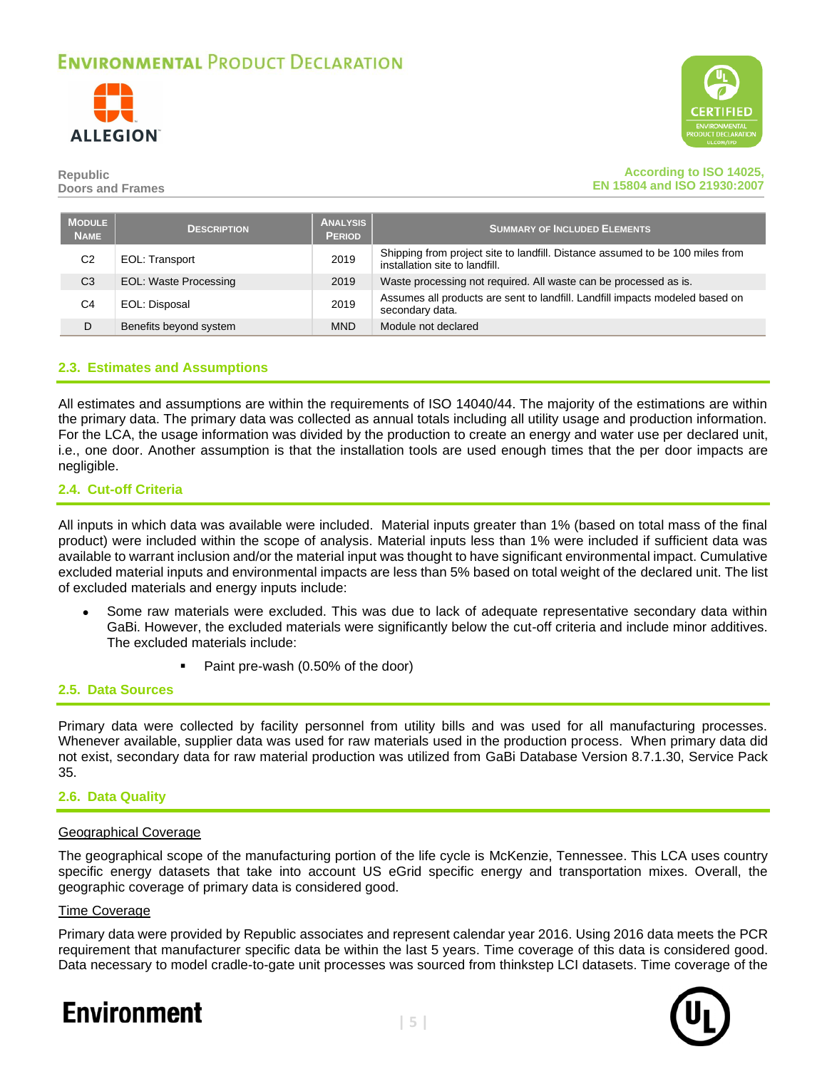| Module Name | Description | Analysis Period | Summary of Included Elements |
|---|---|---|---|
| C2 | EOL: Transport | 2019 | Shipping from project site to landfill. Distance assumed to be 100 miles from installation site to landfill. |
| C3 | EOL: Waste Processing | 2019 | Waste processing not required. All waste can be processed as is. |
| C4 | EOL: Disposal | 2019 | Assumes all products are sent to landfill. Landfill impacts modeled based on secondary data. |
| D | Benefits beyond system | MND | Module not declared |

## 2.3. Estimates and Assumptions

All estimates and assumptions are within the requirements of ISO 14040/44. The majority of the estimations are within the primary data. The primary data was collected as annual totals including all utility usage and production information. For the LCA, the usage information was divided by the production to create an energy and water use per declared unit, i.e., one door. Another assumption is that the installation tools are used enough times that the per door impacts are negligible.

## 2.4. Cut-off Criteria

All inputs in which data was available were included. Material inputs greater than 1% (based on total mass of the final product) were included within the scope of analysis. Material inputs less than 1% were included if sufficient data was available to warrant inclusion and/or the material input was thought to have significant environmental impact. Cumulative excluded material inputs and environmental impacts are less than 5% based on total weight of the declared unit. The list of excluded materials and energy inputs include:

- Some raw materials were excluded. This was due to lack of adequate representative secondary data within GaBi. However, the excluded materials were significantly below the cut-off criteria and include minor additives. The excluded materials include:
    - Paint pre-wash (0.50% of the door)

## 2.5. Data Sources

Primary data were collected by facility personnel from utility bills and was used for all manufacturing processes. Whenever available, supplier data was used for raw materials used in the production process. When primary data did not exist, secondary data for raw material production was utilized from GaBi Database Version 8.7.1.30, Service Pack 35.

## 2.6. Data Quality

Geographical Coverage

The geographical scope of the manufacturing portion of the life cycle is McKenzie, Tennessee. This LCA uses country specific energy datasets that take into account US eGrid specific energy and transportation mixes. Overall, the geographic coverage of primary data is considered good.

Time Coverage

Primary data were provided by Republic associates and represent calendar year 2016. Using 2016 data meets the PCR requirement that manufacturer specific data be within the last 5 years. Time coverage of this data is considered good. Data necessary to model cradle-to-gate unit processes was sourced from thinkstep LCI datasets. Time coverage of the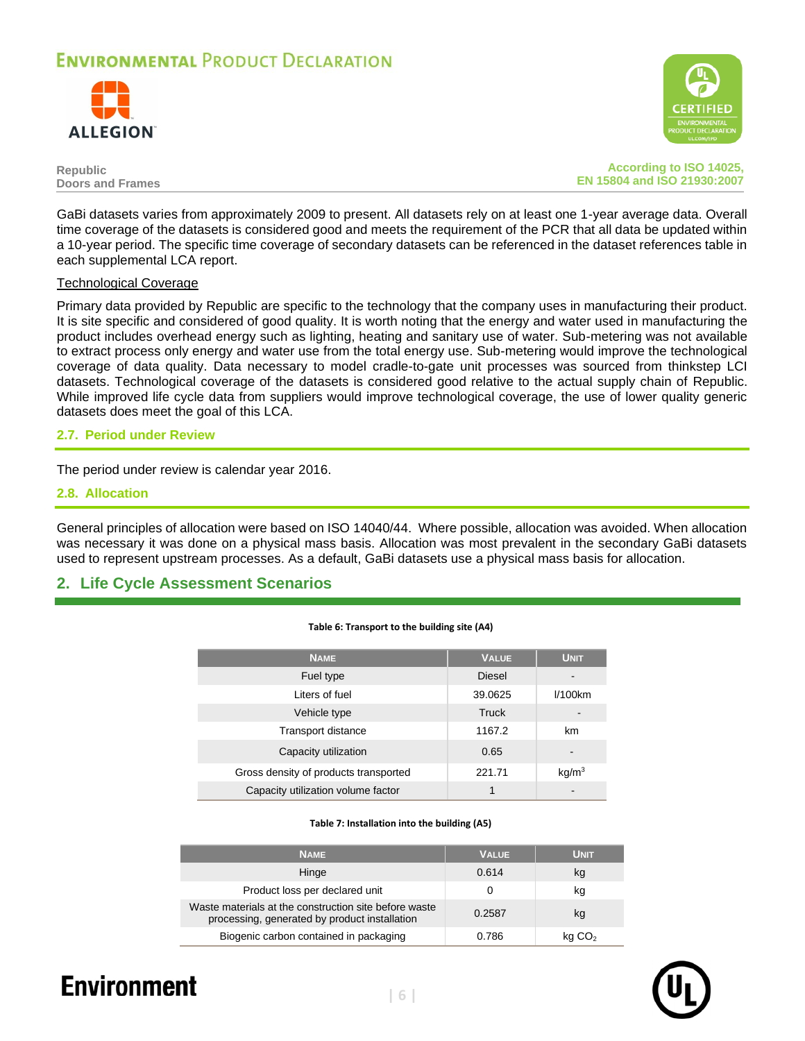GaBi datasets varies from approximately 2009 to present. All datasets rely on at least one 1-year average data. Overall time coverage of the datasets is considered good and meets the requirement of the PCR that all data be updated within a 10-year period. The specific time coverage of secondary datasets can be referenced in the dataset references table in each supplemental LCA report.

Technological Coverage

Primary data provided by Republic are specific to the technology that the company uses in manufacturing their product. It is site specific and considered of good quality. It is worth noting that the energy and water used in manufacturing the product includes overhead energy such as lighting, heating and sanitary use of water. Sub-metering was not available to extract process only energy and water use from the total energy use. Sub-metering would improve the technological coverage of data quality. Data necessary to model cradle-to-gate unit processes was sourced from thinkstep LCI datasets. Technological coverage of the datasets is considered good relative to the actual supply chain of Republic. While improved life cycle data from suppliers would improve technological coverage, the use of lower quality generic datasets does meet the goal of this LCA.

### 2.7. Period under Review

The period under review is calendar year 2016.

### 2.8. Allocation

General principles of allocation were based on ISO 14040/44. Where possible, allocation was avoided. When allocation was necessary it was done on a physical mass basis. Allocation was most prevalent in the secondary GaBi datasets used to represent upstream processes. As a default, GaBi datasets use a physical mass basis for allocation.

## 2. Life Cycle Assessment Scenarios

**Table 6: Transport to the building site (A4)**

| Name | Value | Unit |
|---|---|---|
| Fuel type | Diesel | - |
| Liters of fuel | 39.0625 | l/100km |
| Vehicle type | Truck | - |
| Transport distance | 1167.2 | km |
| Capacity utilization | 0.65 | - |
| Gross density of products transported | 221.71 | kg/m$^3$ |
| Capacity utilization volume factor | 1 | - |

**Table 7: Installation into the building (A5)**

| Name | Value | Unit |
|---|---|---|
| Hinge | 0.614 | kg |
| Product loss per declared unit | 0 | kg |
| Waste materials at the construction site before waste processing, generated by product installation | 0.2587 | kg |
| Biogenic carbon contained in packaging | 0.786 | kg $CO_2$ |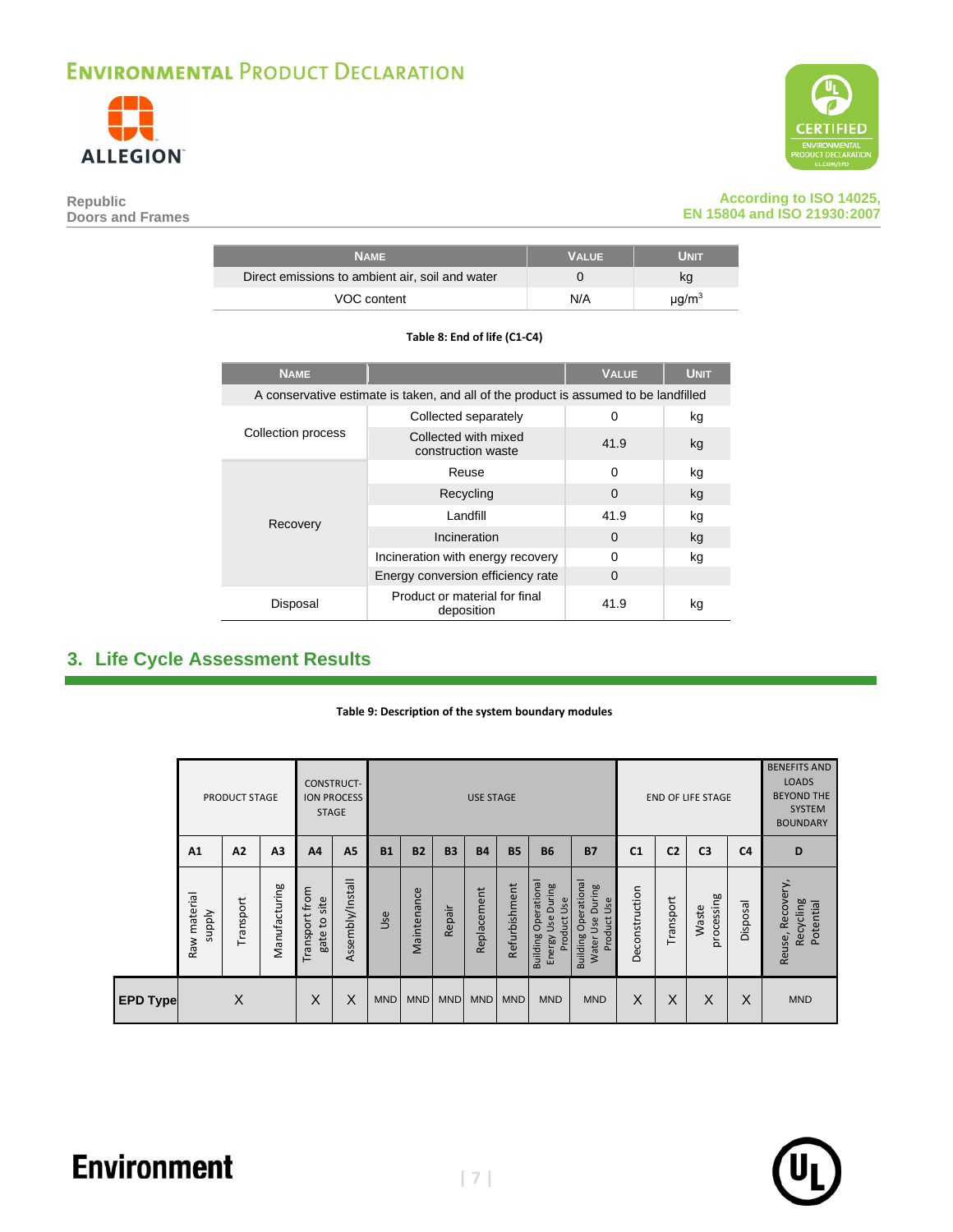| Name | Value | Unit |
|---|---|---|
| Direct emissions to ambient air, soil and water | 0 | kg |
| VOC content | N/A | μg/m$^3$ |

**Table 8: End of life (C1-C4)**

| Name | | Value | Unit |
|---|---|---|---|
| A conservative estimate is taken, and all of the product is assumed to be landfilled | | | |
| Collection process | Collected separately | 0 | kg |
| | Collected with mixed construction waste | 41.9 | kg |
| Recovery | Reuse | 0 | kg |
| | Recycling | 0 | kg |
| | Landfill | 41.9 | kg |
| | Incineration | 0 | kg |
| | Incineration with energy recovery | 0 | kg |
| | Energy conversion efficiency rate | 0 | |
| Disposal | Product or material for final deposition | 41.9 | kg |

## 3. Life Cycle Assessment Results

**Table 9: Description of the system boundary modules**

| | Product Stage | | | Construct-ion Process Stage | | Use Stage | | | | | | | End of Life Stage | | | | Benefits and Loads Beyond the System Boundary |
|---|---|---|---|---|---|---|---|---|---|---|---|---|---|---|---|---|---|
| | A1 | A2 | A3 | A4 | A5 | B1 | B2 | B3 | B4 | B5 | B6 | B7 | C1 | C2 | C3 | C4 | D |
| | Raw material supply | Transport | Manufacturing | Transport from gate to site | Assembly/Install | Use | Maintenance | Repair | Replacement | Refurbishment | Building Operational Energy Use During Product Use | Building Operational Water Use During Product Use | Deconstruction | Transport | Waste processing | Disposal | Reuse, Recovery, Recycling Potential |
| **EPD Type** | X | | | X | X | MND | MND | MND | MND | MND | MND | MND | X | X | X | X | MND |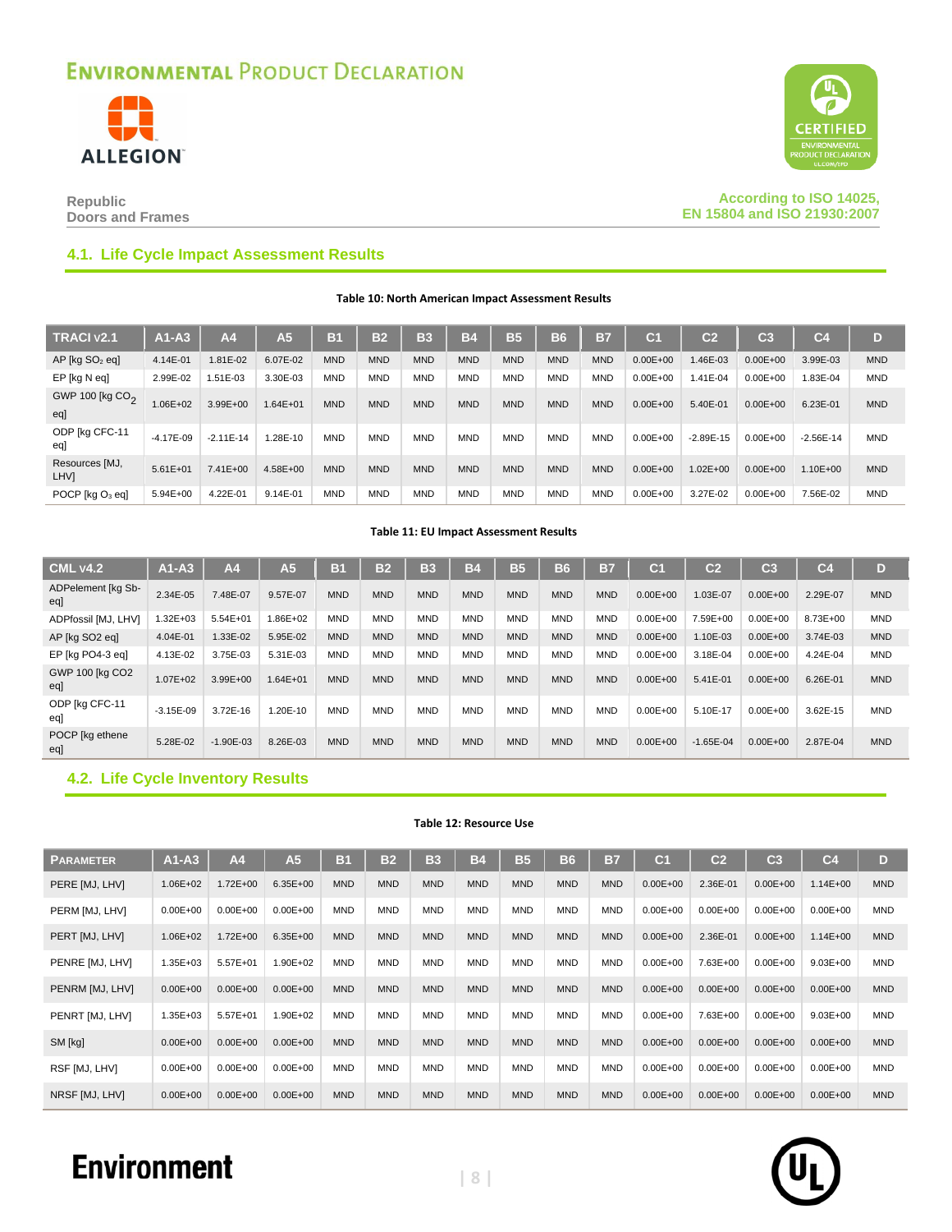## 4.1. Life Cycle Impact Assessment Results

**Table 10: North American Impact Assessment Results**

| TRACI v2.1 | A1-A3 | A4 | A5 | B1 | B2 | B3 | B4 | B5 | B6 | B7 | C1 | C2 | C3 | C4 | D |
|---|---|---|---|---|---|---|---|---|---|---|---|---|---|---|---|
| AP [kg $SO_2$ eq] | 4.14E-01 | 1.81E-02 | 6.07E-02 | MND | MND | MND | MND | MND | MND | MND | 0.00E+00 | 1.46E-03 | 0.00E+00 | 3.99E-03 | MND |
| EP [kg N eq] | 2.99E-02 | 1.51E-03 | 3.30E-03 | MND | MND | MND | MND | MND | MND | MND | 0.00E+00 | 1.41E-04 | 0.00E+00 | 1.83E-04 | MND |
| GWP 100 [kg $CO_2$ eq] | 1.06E+02 | 3.99E+00 | 1.64E+01 | MND | MND | MND | MND | MND | MND | MND | 0.00E+00 | 5.40E-01 | 0.00E+00 | 6.23E-01 | MND |
| ODP [kg CFC-11 eq] | -4.17E-09 | -2.11E-14 | 1.28E-10 | MND | MND | MND | MND | MND | MND | MND | 0.00E+00 | -2.89E-15 | 0.00E+00 | -2.56E-14 | MND |
| Resources [MJ, LHV] | 5.61E+01 | 7.41E+00 | 4.58E+00 | MND | MND | MND | MND | MND | MND | MND | 0.00E+00 | 1.02E+00 | 0.00E+00 | 1.10E+00 | MND |
| POCP [kg $O_3$ eq] | 5.94E+00 | 4.22E-01 | 9.14E-01 | MND | MND | MND | MND | MND | MND | MND | 0.00E+00 | 3.27E-02 | 0.00E+00 | 7.56E-02 | MND |

**Table 11: EU Impact Assessment Results**

| CML v4.2 | A1-A3 | A4 | A5 | B1 | B2 | B3 | B4 | B5 | B6 | B7 | C1 | C2 | C3 | C4 | D |
|---|---|---|---|---|---|---|---|---|---|---|---|---|---|---|---|
| ADPelement [kg Sb-eq] | 2.34E-05 | 7.48E-07 | 9.57E-07 | MND | MND | MND | MND | MND | MND | MND | 0.00E+00 | 1.03E-07 | 0.00E+00 | 2.29E-07 | MND |
| ADPfossil [MJ, LHV] | 1.32E+03 | 5.54E+01 | 1.86E+02 | MND | MND | MND | MND | MND | MND | MND | 0.00E+00 | 7.59E+00 | 0.00E+00 | 8.73E+00 | MND |
| AP [kg SO2 eq] | 4.04E-01 | 1.33E-02 | 5.95E-02 | MND | MND | MND | MND | MND | MND | MND | 0.00E+00 | 1.10E-03 | 0.00E+00 | 3.74E-03 | MND |
| EP [kg PO4-3 eq] | 4.13E-02 | 3.75E-03 | 5.31E-03 | MND | MND | MND | MND | MND | MND | MND | 0.00E+00 | 3.18E-04 | 0.00E+00 | 4.24E-04 | MND |
| GWP 100 [kg CO2 eq] | 1.07E+02 | 3.99E+00 | 1.64E+01 | MND | MND | MND | MND | MND | MND | MND | 0.00E+00 | 5.41E-01 | 0.00E+00 | 6.26E-01 | MND |
| ODP [kg CFC-11 eq] | -3.15E-09 | 3.72E-16 | 1.20E-10 | MND | MND | MND | MND | MND | MND | MND | 0.00E+00 | 5.10E-17 | 0.00E+00 | 3.62E-15 | MND |
| POCP [kg ethene eq] | 5.28E-02 | -1.90E-03 | 8.26E-03 | MND | MND | MND | MND | MND | MND | MND | 0.00E+00 | -1.65E-04 | 0.00E+00 | 2.87E-04 | MND |

## 4.2. Life Cycle Inventory Results

**Table 12: Resource Use**

| Parameter | A1-A3 | A4 | A5 | B1 | B2 | B3 | B4 | B5 | B6 | B7 | C1 | C2 | C3 | C4 | D |
|---|---|---|---|---|---|---|---|---|---|---|---|---|---|---|---|
| PERE [MJ, LHV] | 1.06E+02 | 1.72E+00 | 6.35E+00 | MND | MND | MND | MND | MND | MND | MND | 0.00E+00 | 2.36E-01 | 0.00E+00 | 1.14E+00 | MND |
| PERM [MJ, LHV] | 0.00E+00 | 0.00E+00 | 0.00E+00 | MND | MND | MND | MND | MND | MND | MND | 0.00E+00 | 0.00E+00 | 0.00E+00 | 0.00E+00 | MND |
| PERT [MJ, LHV] | 1.06E+02 | 1.72E+00 | 6.35E+00 | MND | MND | MND | MND | MND | MND | MND | 0.00E+00 | 2.36E-01 | 0.00E+00 | 1.14E+00 | MND |
| PENRE [MJ, LHV] | 1.35E+03 | 5.57E+01 | 1.90E+02 | MND | MND | MND | MND | MND | MND | MND | 0.00E+00 | 7.63E+00 | 0.00E+00 | 9.03E+00 | MND |
| PENRM [MJ, LHV] | 0.00E+00 | 0.00E+00 | 0.00E+00 | MND | MND | MND | MND | MND | MND | MND | 0.00E+00 | 0.00E+00 | 0.00E+00 | 0.00E+00 | MND |
| PENRT [MJ, LHV] | 1.35E+03 | 5.57E+01 | 1.90E+02 | MND | MND | MND | MND | MND | MND | MND | 0.00E+00 | 7.63E+00 | 0.00E+00 | 9.03E+00 | MND |
| SM [kg] | 0.00E+00 | 0.00E+00 | 0.00E+00 | MND | MND | MND | MND | MND | MND | MND | 0.00E+00 | 0.00E+00 | 0.00E+00 | 0.00E+00 | MND |
| RSF [MJ, LHV] | 0.00E+00 | 0.00E+00 | 0.00E+00 | MND | MND | MND | MND | MND | MND | MND | 0.00E+00 | 0.00E+00 | 0.00E+00 | 0.00E+00 | MND |
| NRSF [MJ, LHV] | 0.00E+00 | 0.00E+00 | 0.00E+00 | MND | MND | MND | MND | MND | MND | MND | 0.00E+00 | 0.00E+00 | 0.00E+00 | 0.00E+00 | MND |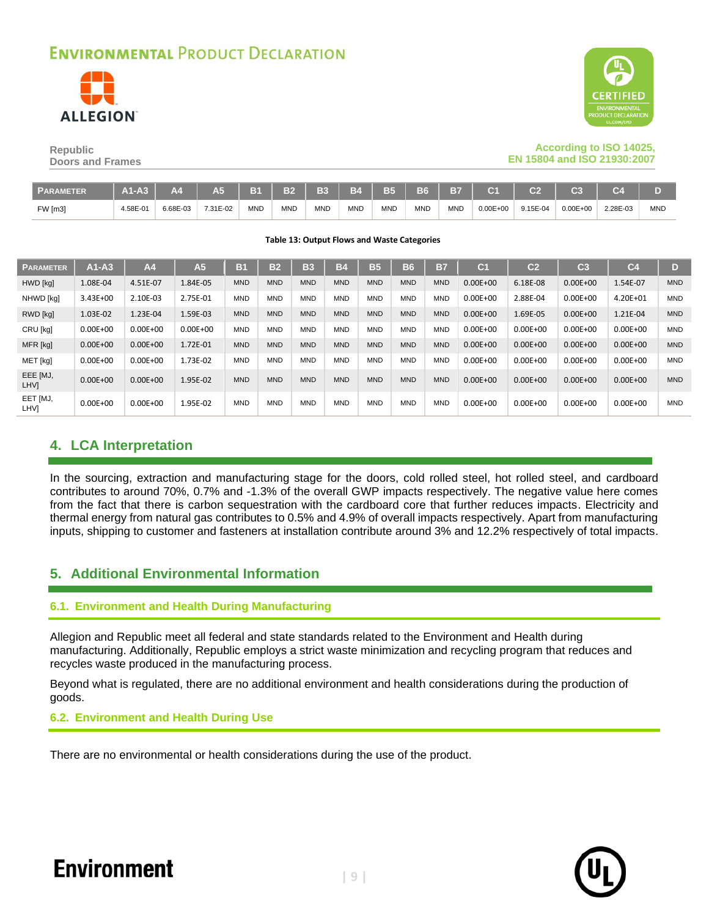| Parameter | A1-A3 | A4 | A5 | B1 | B2 | B3 | B4 | B5 | B6 | B7 | C1 | C2 | C3 | C4 | D |
|---|---|---|---|---|---|---|---|---|---|---|---|---|---|---|---|
| FW [m3] | 4.58E-01 | 6.68E-03 | 7.31E-02 | MND | MND | MND | MND | MND | MND | MND | 0.00E+00 | 9.15E-04 | 0.00E+00 | 2.28E-03 | MND |

**Table 13: Output Flows and Waste Categories**

| Parameter | A1-A3 | A4 | A5 | B1 | B2 | B3 | B4 | B5 | B6 | B7 | C1 | C2 | C3 | C4 | D |
|---|---|---|---|---|---|---|---|---|---|---|---|---|---|---|---|
| HWD [kg] | 1.08E-04 | 4.51E-07 | 1.84E-05 | MND | MND | MND | MND | MND | MND | MND | 0.00E+00 | 6.18E-08 | 0.00E+00 | 1.54E-07 | MND |
| NHWD [kg] | 3.43E+00 | 2.10E-03 | 2.75E-01 | MND | MND | MND | MND | MND | MND | MND | 0.00E+00 | 2.88E-04 | 0.00E+00 | 4.20E+01 | MND |
| RWD [kg] | 1.03E-02 | 1.23E-04 | 1.59E-03 | MND | MND | MND | MND | MND | MND | MND | 0.00E+00 | 1.69E-05 | 0.00E+00 | 1.21E-04 | MND |
| CRU [kg] | 0.00E+00 | 0.00E+00 | 0.00E+00 | MND | MND | MND | MND | MND | MND | MND | 0.00E+00 | 0.00E+00 | 0.00E+00 | 0.00E+00 | MND |
| MFR [kg] | 0.00E+00 | 0.00E+00 | 1.72E-01 | MND | MND | MND | MND | MND | MND | MND | 0.00E+00 | 0.00E+00 | 0.00E+00 | 0.00E+00 | MND |
| MET [kg] | 0.00E+00 | 0.00E+00 | 1.73E-02 | MND | MND | MND | MND | MND | MND | MND | 0.00E+00 | 0.00E+00 | 0.00E+00 | 0.00E+00 | MND |
| EEE [MJ, LHV] | 0.00E+00 | 0.00E+00 | 1.95E-02 | MND | MND | MND | MND | MND | MND | MND | 0.00E+00 | 0.00E+00 | 0.00E+00 | 0.00E+00 | MND |
| EET [MJ, LHV] | 0.00E+00 | 0.00E+00 | 1.95E-02 | MND | MND | MND | MND | MND | MND | MND | 0.00E+00 | 0.00E+00 | 0.00E+00 | 0.00E+00 | MND |

## 4. LCA Interpretation

In the sourcing, extraction and manufacturing stage for the doors, cold rolled steel, hot rolled steel, and cardboard contributes to around 70%, 0.7% and -1.3% of the overall GWP impacts respectively. The negative value here comes from the fact that there is carbon sequestration with the cardboard core that further reduces impacts. Electricity and thermal energy from natural gas contributes to 0.5% and 4.9% of overall impacts respectively. Apart from manufacturing inputs, shipping to customer and fasteners at installation contribute around 3% and 12.2% respectively of total impacts.

## 5. Additional Environmental Information

### 6.1. Environment and Health During Manufacturing

Allegion and Republic meet all federal and state standards related to the Environment and Health during manufacturing. Additionally, Republic employs a strict waste minimization and recycling program that reduces and recycles waste produced in the manufacturing process.

Beyond what is regulated, there are no additional environment and health considerations during the production of goods.

### 6.2. Environment and Health During Use

There are no environmental or health considerations during the use of the product.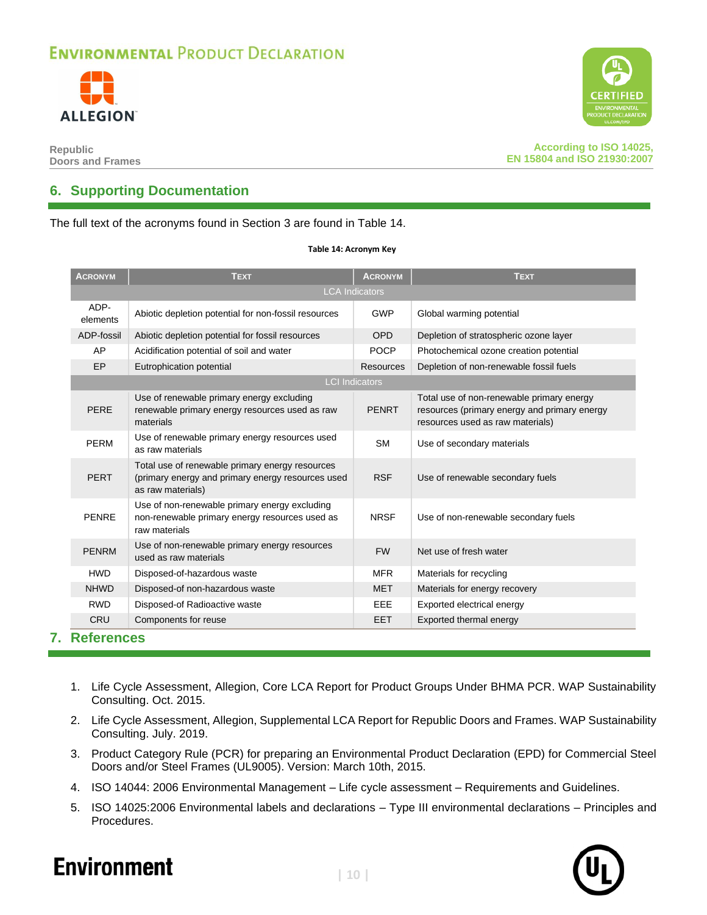## 6. Supporting Documentation

The full text of the acronyms found in Section 3 are found in Table 14.

**Table 14: Acronym Key**

| Acronym | Text | Acronym | Text |
|---|---|---|---|
| LCA Indicators | | | |
| ADP-elements | Abiotic depletion potential for non-fossil resources | GWP | Global warming potential |
| ADP-fossil | Abiotic depletion potential for fossil resources | OPD | Depletion of stratospheric ozone layer |
| AP | Acidification potential of soil and water | POCP | Photochemical ozone creation potential |
| EP | Eutrophication potential | Resources | Depletion of non-renewable fossil fuels |
| LCI Indicators | | | |
| PERE | Use of renewable primary energy excluding renewable primary energy resources used as raw materials | PENRT | Total use of non-renewable primary energy resources (primary energy and primary energy resources used as raw materials) |
| PERM | Use of renewable primary energy resources used as raw materials | SM | Use of secondary materials |
| PERT | Total use of renewable primary energy resources (primary energy and primary energy resources used as raw materials) | RSF | Use of renewable secondary fuels |
| PENRE | Use of non-renewable primary energy excluding non-renewable primary energy resources used as raw materials | NRSF | Use of non-renewable secondary fuels |
| PENRM | Use of non-renewable primary energy resources used as raw materials | FW | Net use of fresh water |
| HWD | Disposed-of-hazardous waste | MFR | Materials for recycling |
| NHWD | Disposed-of non-hazardous waste | MET | Materials for energy recovery |
| RWD | Disposed-of Radioactive waste | EEE | Exported electrical energy |
| CRU | Components for reuse | EET | Exported thermal energy |

## 7. References

1. Life Cycle Assessment, Allegion, Core LCA Report for Product Groups Under BHMA PCR. WAP Sustainability Consulting. Oct. 2015.
2. Life Cycle Assessment, Allegion, Supplemental LCA Report for Republic Doors and Frames. WAP Sustainability Consulting. July. 2019.
3. Product Category Rule (PCR) for preparing an Environmental Product Declaration (EPD) for Commercial Steel Doors and/or Steel Frames (UL9005). Version: March 10th, 2015.
4. ISO 14044: 2006 Environmental Management – Life cycle assessment – Requirements and Guidelines.
5. ISO 14025:2006 Environmental labels and declarations – Type III environmental declarations – Principles and Procedures.